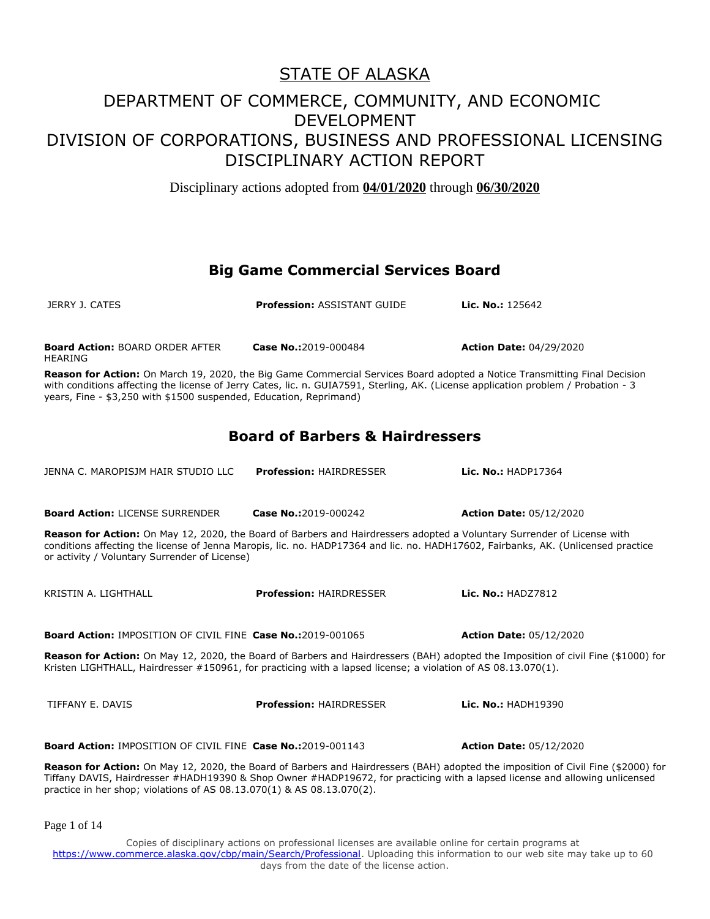# STATE OF ALASKA

## DEPARTMENT OF COMMERCE, COMMUNITY, AND ECONOMIC DEVELOPMENT
## DIVISION OF CORPORATIONS, BUSINESS AND PROFESSIONAL LICENSING
## DISCIPLINARY ACTION REPORT

Disciplinary actions adopted from **04/01/2020** through **06/30/2020**

## Big Game Commercial Services Board

JERRY J. CATES | **Profession:** ASSISTANT GUIDE | **Lic. No.:** 125642

**Board Action:** BOARD ORDER AFTER HEARING | **Case No.:** 2019-000484 | **Action Date:** 04/29/2020

**Reason for Action:** On March 19, 2020, the Big Game Commercial Services Board adopted a Notice Transmitting Final Decision with conditions affecting the license of Jerry Cates, lic. n. GUIA7591, Sterling, AK. (License application problem / Probation - 3 years, Fine - $3,250 with $1500 suspended, Education, Reprimand)

## Board of Barbers & Hairdressers

JENNA C. MAROPISJM HAIR STUDIO LLC | **Profession:** HAIRDRESSER | **Lic. No.:** HADP17364

**Board Action:** LICENSE SURRENDER | **Case No.:** 2019-000242 | **Action Date:** 05/12/2020

**Reason for Action:** On May 12, 2020, the Board of Barbers and Hairdressers adopted a Voluntary Surrender of License with conditions affecting the license of Jenna Maropis, lic. no. HADP17364 and lic. no. HADH17602, Fairbanks, AK. (Unlicensed practice or activity / Voluntary Surrender of License)

KRISTIN A. LIGHTHALL | **Profession:** HAIRDRESSER | **Lic. No.:** HADZ7812

**Board Action:** IMPOSITION OF CIVIL FINE | **Case No.:** 2019-001065 | **Action Date:** 05/12/2020

**Reason for Action:** On May 12, 2020, the Board of Barbers and Hairdressers (BAH) adopted the Imposition of civil Fine ($1000) for Kristen LIGHTHALL, Hairdresser #150961, for practicing with a lapsed license; a violation of AS 08.13.070(1).

TIFFANY E. DAVIS | **Profession:** HAIRDRESSER | **Lic. No.:** HADH19390

**Board Action:** IMPOSITION OF CIVIL FINE | **Case No.:** 2019-001143 | **Action Date:** 05/12/2020

**Reason for Action:** On May 12, 2020, the Board of Barbers and Hairdressers (BAH) adopted the imposition of Civil Fine ($2000) for Tiffany DAVIS, Hairdresser #HADH19390 & Shop Owner #HADP19672, for practicing with a lapsed license and allowing unlicensed practice in her shop; violations of AS 08.13.070(1) & AS 08.13.070(2).

Copies of disciplinary actions on professional licenses are available online for certain programs at https://www.commerce.alaska.gov/cbp/main/Search/Professional. Uploading this information to our web site may take up to 60 days from the date of the license action.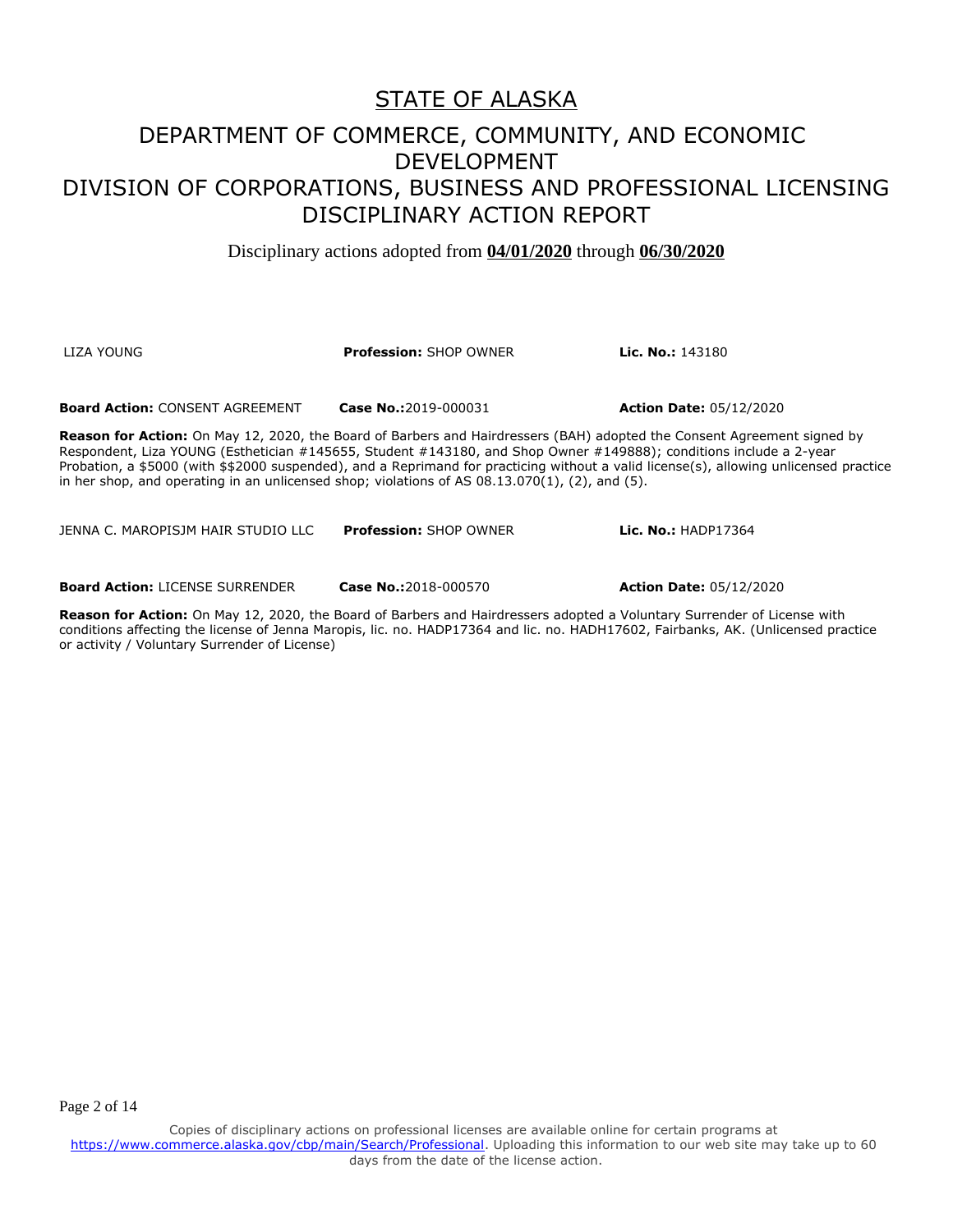# STATE OF ALASKA

## DEPARTMENT OF COMMERCE, COMMUNITY, AND ECONOMIC DEVELOPMENT

## DIVISION OF CORPORATIONS, BUSINESS AND PROFESSIONAL LICENSING

## DISCIPLINARY ACTION REPORT

Disciplinary actions adopted from **04/01/2020** through **06/30/2020**

LIZA YOUNG | **Profession:** SHOP OWNER | **Lic. No.:** 143180

**Board Action:** CONSENT AGREEMENT | **Case No.:**2019-000031 | **Action Date:** 05/12/2020

**Reason for Action:** On May 12, 2020, the Board of Barbers and Hairdressers (BAH) adopted the Consent Agreement signed by Respondent, Liza YOUNG (Esthetician #145655, Student #143180, and Shop Owner #149888); conditions include a 2-year Probation, a $5000 (with $$2000 suspended), and a Reprimand for practicing without a valid license(s), allowing unlicensed practice in her shop, and operating in an unlicensed shop; violations of AS 08.13.070(1), (2), and (5).

JENNA C. MAROPISJM HAIR STUDIO LLC | **Profession:** SHOP OWNER | **Lic. No.:** HADP17364

**Board Action:** LICENSE SURRENDER | **Case No.:**2018-000570 | **Action Date:** 05/12/2020

**Reason for Action:** On May 12, 2020, the Board of Barbers and Hairdressers adopted a Voluntary Surrender of License with conditions affecting the license of Jenna Maropis, lic. no. HADP17364 and lic. no. HADH17602, Fairbanks, AK. (Unlicensed practice or activity / Voluntary Surrender of License)

Copies of disciplinary actions on professional licenses are available online for certain programs at https://www.commerce.alaska.gov/cbp/main/Search/Professional. Uploading this information to our web site may take up to 60 days from the date of the license action.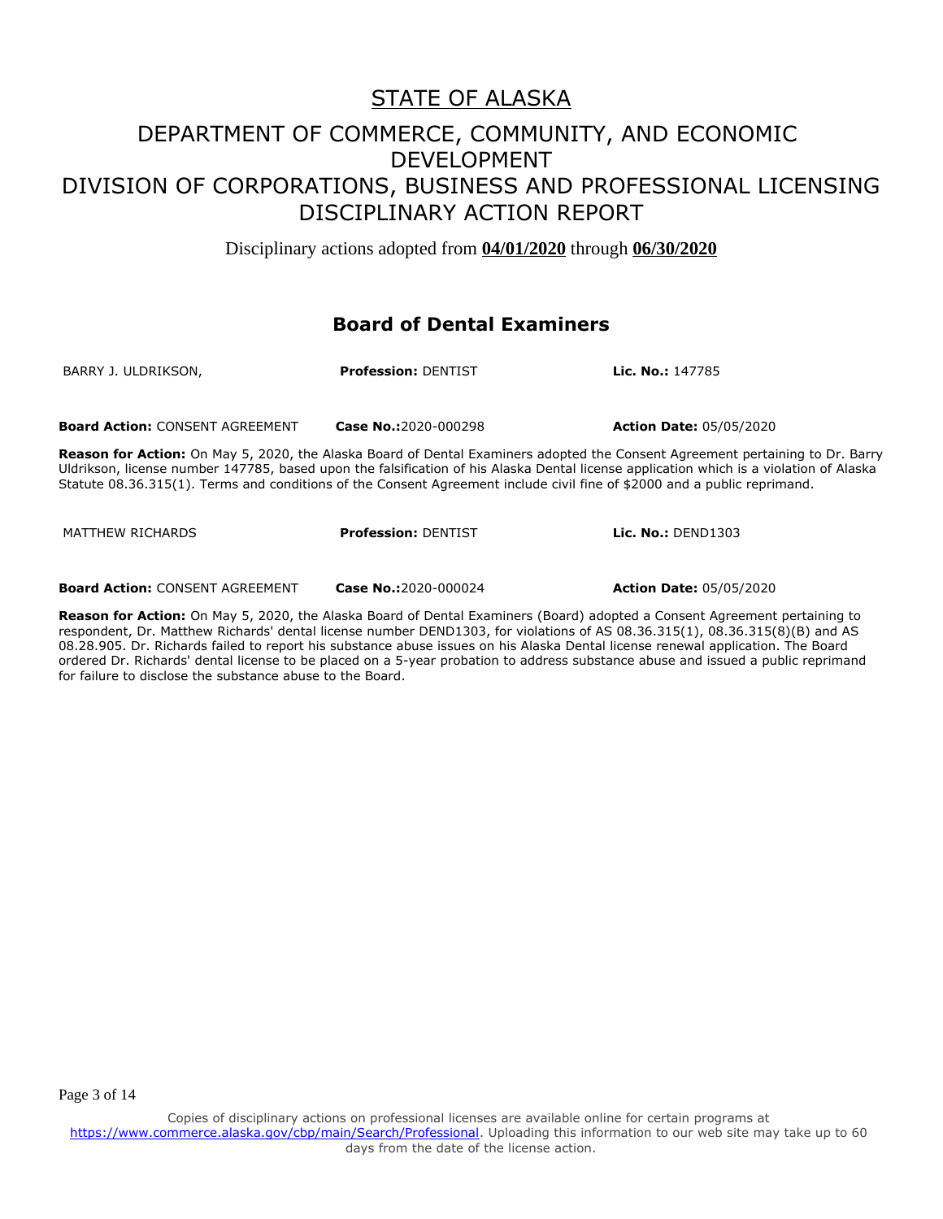# STATE OF ALASKA

## DEPARTMENT OF COMMERCE, COMMUNITY, AND ECONOMIC DEVELOPMENT
## DIVISION OF CORPORATIONS, BUSINESS AND PROFESSIONAL LICENSING
## DISCIPLINARY ACTION REPORT

Disciplinary actions adopted from **04/01/2020** through **06/30/2020**

### Board of Dental Examiners

BARRY J. ULDRIKSON, **Profession:** DENTIST **Lic. No.:** 147785

**Board Action:** CONSENT AGREEMENT **Case No.:**2020-000298 **Action Date:** 05/05/2020

**Reason for Action:** On May 5, 2020, the Alaska Board of Dental Examiners adopted the Consent Agreement pertaining to Dr. Barry Uldrikson, license number 147785, based upon the falsification of his Alaska Dental license application which is a violation of Alaska Statute 08.36.315(1). Terms and conditions of the Consent Agreement include civil fine of $2000 and a public reprimand.

MATTHEW RICHARDS **Profession:** DENTIST **Lic. No.:** DEND1303

**Board Action:** CONSENT AGREEMENT **Case No.:**2020-000024 **Action Date:** 05/05/2020

**Reason for Action:** On May 5, 2020, the Alaska Board of Dental Examiners (Board) adopted a Consent Agreement pertaining to respondent, Dr. Matthew Richards' dental license number DEND1303, for violations of AS 08.36.315(1), 08.36.315(8)(B) and AS 08.28.905. Dr. Richards failed to report his substance abuse issues on his Alaska Dental license renewal application. The Board ordered Dr. Richards' dental license to be placed on a 5-year probation to address substance abuse and issued a public reprimand for failure to disclose the substance abuse to the Board.

Copies of disciplinary actions on professional licenses are available online for certain programs at https://www.commerce.alaska.gov/cbp/main/Search/Professional. Uploading this information to our web site may take up to 60 days from the date of the license action.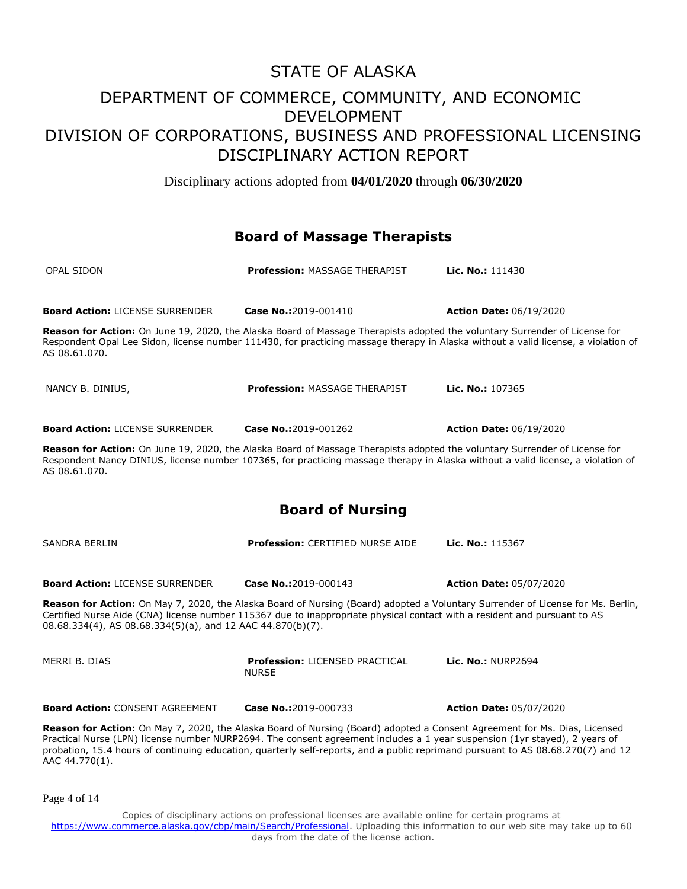STATE OF ALASKA

DEPARTMENT OF COMMERCE, COMMUNITY, AND ECONOMIC DEVELOPMENT
DIVISION OF CORPORATIONS, BUSINESS AND PROFESSIONAL LICENSING
DISCIPLINARY ACTION REPORT

Disciplinary actions adopted from **04/01/2020** through **06/30/2020**

## Board of Massage Therapists

OPAL SIDON | **Profession:** MASSAGE THERAPIST | **Lic. No.:** 111430

**Board Action:** LICENSE SURRENDER | **Case No.:**2019-001410 | **Action Date:** 06/19/2020

**Reason for Action:** On June 19, 2020, the Alaska Board of Massage Therapists adopted the voluntary Surrender of License for Respondent Opal Lee Sidon, license number 111430, for practicing massage therapy in Alaska without a valid license, a violation of AS 08.61.070.

NANCY B. DINIUS, | **Profession:** MASSAGE THERAPIST | **Lic. No.:** 107365

**Board Action:** LICENSE SURRENDER | **Case No.:**2019-001262 | **Action Date:** 06/19/2020

**Reason for Action:** On June 19, 2020, the Alaska Board of Massage Therapists adopted the voluntary Surrender of License for Respondent Nancy DINIUS, license number 107365, for practicing massage therapy in Alaska without a valid license, a violation of AS 08.61.070.

## Board of Nursing

SANDRA BERLIN | **Profession:** CERTIFIED NURSE AIDE | **Lic. No.:** 115367

**Board Action:** LICENSE SURRENDER | **Case No.:**2019-000143 | **Action Date:** 05/07/2020

**Reason for Action:** On May 7, 2020, the Alaska Board of Nursing (Board) adopted a Voluntary Surrender of License for Ms. Berlin, Certified Nurse Aide (CNA) license number 115367 due to inappropriate physical contact with a resident and pursuant to AS 08.68.334(4), AS 08.68.334(5)(a), and 12 AAC 44.870(b)(7).

MERRI B. DIAS | **Profession:** LICENSED PRACTICAL NURSE | **Lic. No.:** NURP2694

**Board Action:** CONSENT AGREEMENT | **Case No.:**2019-000733 | **Action Date:** 05/07/2020

**Reason for Action:** On May 7, 2020, the Alaska Board of Nursing (Board) adopted a Consent Agreement for Ms. Dias, Licensed Practical Nurse (LPN) license number NURP2694. The consent agreement includes a 1 year suspension (1yr stayed), 2 years of probation, 15.4 hours of continuing education, quarterly self-reports, and a public reprimand pursuant to AS 08.68.270(7) and 12 AAC 44.770(1).

Copies of disciplinary actions on professional licenses are available online for certain programs at https://www.commerce.alaska.gov/cbp/main/Search/Professional. Uploading this information to our web site may take up to 60 days from the date of the license action.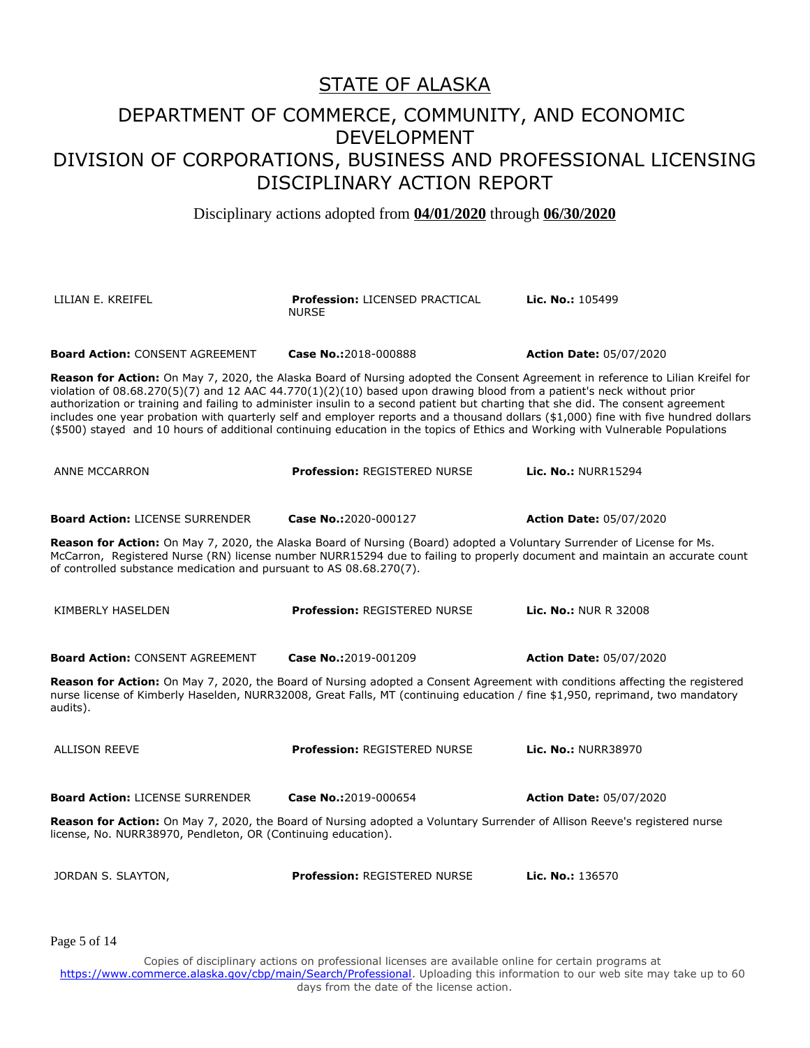# STATE OF ALASKA

## DEPARTMENT OF COMMERCE, COMMUNITY, AND ECONOMIC DEVELOPMENT
## DIVISION OF CORPORATIONS, BUSINESS AND PROFESSIONAL LICENSING
## DISCIPLINARY ACTION REPORT

Disciplinary actions adopted from **04/01/2020** through **06/30/2020**

LILIAN E. KREIFEL | **Profession:** LICENSED PRACTICAL NURSE | **Lic. No.:** 105499

**Board Action:** CONSENT AGREEMENT | **Case No.:**2018-000888 | **Action Date:** 05/07/2020

**Reason for Action:** On May 7, 2020, the Alaska Board of Nursing adopted the Consent Agreement in reference to Lilian Kreifel for violation of 08.68.270(5)(7) and 12 AAC 44.770(1)(2)(10) based upon drawing blood from a patient's neck without prior authorization or training and failing to administer insulin to a second patient but charting that she did. The consent agreement includes one year probation with quarterly self and employer reports and a thousand dollars ($1,000) fine with five hundred dollars ($500) stayed and 10 hours of additional continuing education in the topics of Ethics and Working with Vulnerable Populations

ANNE MCCARRON | **Profession:** REGISTERED NURSE | **Lic. No.:** NURR15294

**Board Action:** LICENSE SURRENDER | **Case No.:**2020-000127 | **Action Date:** 05/07/2020

**Reason for Action:** On May 7, 2020, the Alaska Board of Nursing (Board) adopted a Voluntary Surrender of License for Ms. McCarron, Registered Nurse (RN) license number NURR15294 due to failing to properly document and maintain an accurate count of controlled substance medication and pursuant to AS 08.68.270(7).

KIMBERLY HASELDEN | **Profession:** REGISTERED NURSE | **Lic. No.:** NUR R 32008

**Board Action:** CONSENT AGREEMENT | **Case No.:**2019-001209 | **Action Date:** 05/07/2020

**Reason for Action:** On May 7, 2020, the Board of Nursing adopted a Consent Agreement with conditions affecting the registered nurse license of Kimberly Haselden, NURR32008, Great Falls, MT (continuing education / fine $1,950, reprimand, two mandatory audits).

ALLISON REEVE | **Profession:** REGISTERED NURSE | **Lic. No.:** NURR38970

**Board Action:** LICENSE SURRENDER | **Case No.:**2019-000654 | **Action Date:** 05/07/2020

**Reason for Action:** On May 7, 2020, the Board of Nursing adopted a Voluntary Surrender of Allison Reeve's registered nurse license, No. NURR38970, Pendleton, OR (Continuing education).

JORDAN S. SLAYTON, | **Profession:** REGISTERED NURSE | **Lic. No.:** 136570

Copies of disciplinary actions on professional licenses are available online for certain programs at https://www.commerce.alaska.gov/cbp/main/Search/Professional. Uploading this information to our web site may take up to 60 days from the date of the license action.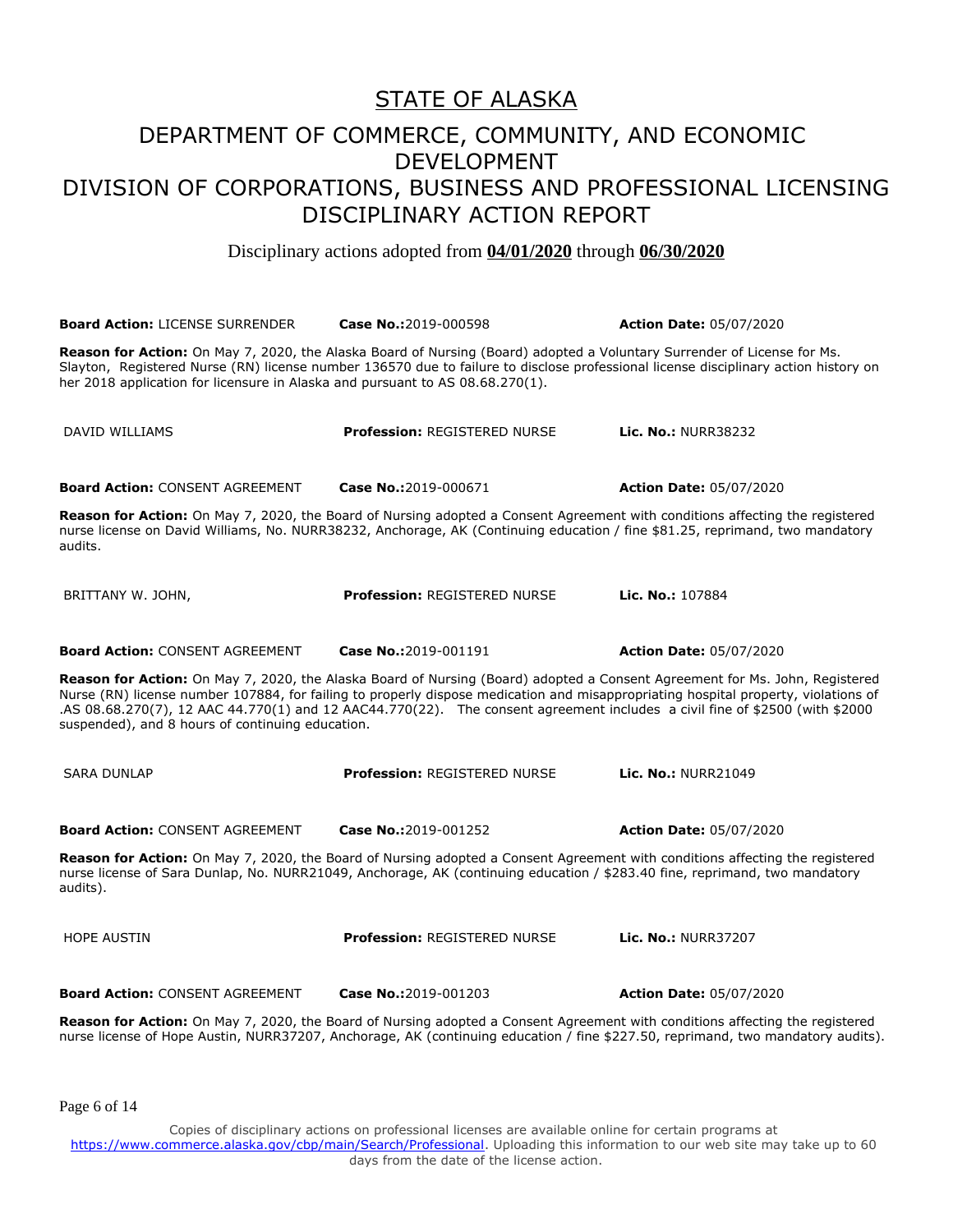# STATE OF ALASKA

## DEPARTMENT OF COMMERCE, COMMUNITY, AND ECONOMIC DEVELOPMENT
## DIVISION OF CORPORATIONS, BUSINESS AND PROFESSIONAL LICENSING
## DISCIPLINARY ACTION REPORT

Disciplinary actions adopted from **04/01/2020** through **06/30/2020**

**Board Action:** LICENSE SURRENDER **Case No.:**2019-000598 **Action Date:** 05/07/2020

**Reason for Action:** On May 7, 2020, the Alaska Board of Nursing (Board) adopted a Voluntary Surrender of License for Ms. Slayton, Registered Nurse (RN) license number 136570 due to failure to disclose professional license disciplinary action history on her 2018 application for licensure in Alaska and pursuant to AS 08.68.270(1).

DAVID WILLIAMS **Profession:** REGISTERED NURSE **Lic. No.:** NURR38232

**Board Action:** CONSENT AGREEMENT **Case No.:**2019-000671 **Action Date:** 05/07/2020

**Reason for Action:** On May 7, 2020, the Board of Nursing adopted a Consent Agreement with conditions affecting the registered nurse license on David Williams, No. NURR38232, Anchorage, AK (Continuing education / fine $81.25, reprimand, two mandatory audits.

BRITTANY W. JOHN, **Profession:** REGISTERED NURSE **Lic. No.:** 107884

**Board Action:** CONSENT AGREEMENT **Case No.:**2019-001191 **Action Date:** 05/07/2020

**Reason for Action:** On May 7, 2020, the Alaska Board of Nursing (Board) adopted a Consent Agreement for Ms. John, Registered Nurse (RN) license number 107884, for failing to properly dispose medication and misappropriating hospital property, violations of .AS 08.68.270(7), 12 AAC 44.770(1) and 12 AAC44.770(22). The consent agreement includes a civil fine of $2500 (with $2000 suspended), and 8 hours of continuing education.

SARA DUNLAP **Profession:** REGISTERED NURSE **Lic. No.:** NURR21049

**Board Action:** CONSENT AGREEMENT **Case No.:**2019-001252 **Action Date:** 05/07/2020

**Reason for Action:** On May 7, 2020, the Board of Nursing adopted a Consent Agreement with conditions affecting the registered nurse license of Sara Dunlap, No. NURR21049, Anchorage, AK (continuing education / $283.40 fine, reprimand, two mandatory audits).

HOPE AUSTIN **Profession:** REGISTERED NURSE **Lic. No.:** NURR37207

**Board Action:** CONSENT AGREEMENT **Case No.:**2019-001203 **Action Date:** 05/07/2020

**Reason for Action:** On May 7, 2020, the Board of Nursing adopted a Consent Agreement with conditions affecting the registered nurse license of Hope Austin, NURR37207, Anchorage, AK (continuing education / fine $227.50, reprimand, two mandatory audits).

Copies of disciplinary actions on professional licenses are available online for certain programs at https://www.commerce.alaska.gov/cbp/main/Search/Professional. Uploading this information to our web site may take up to 60 days from the date of the license action.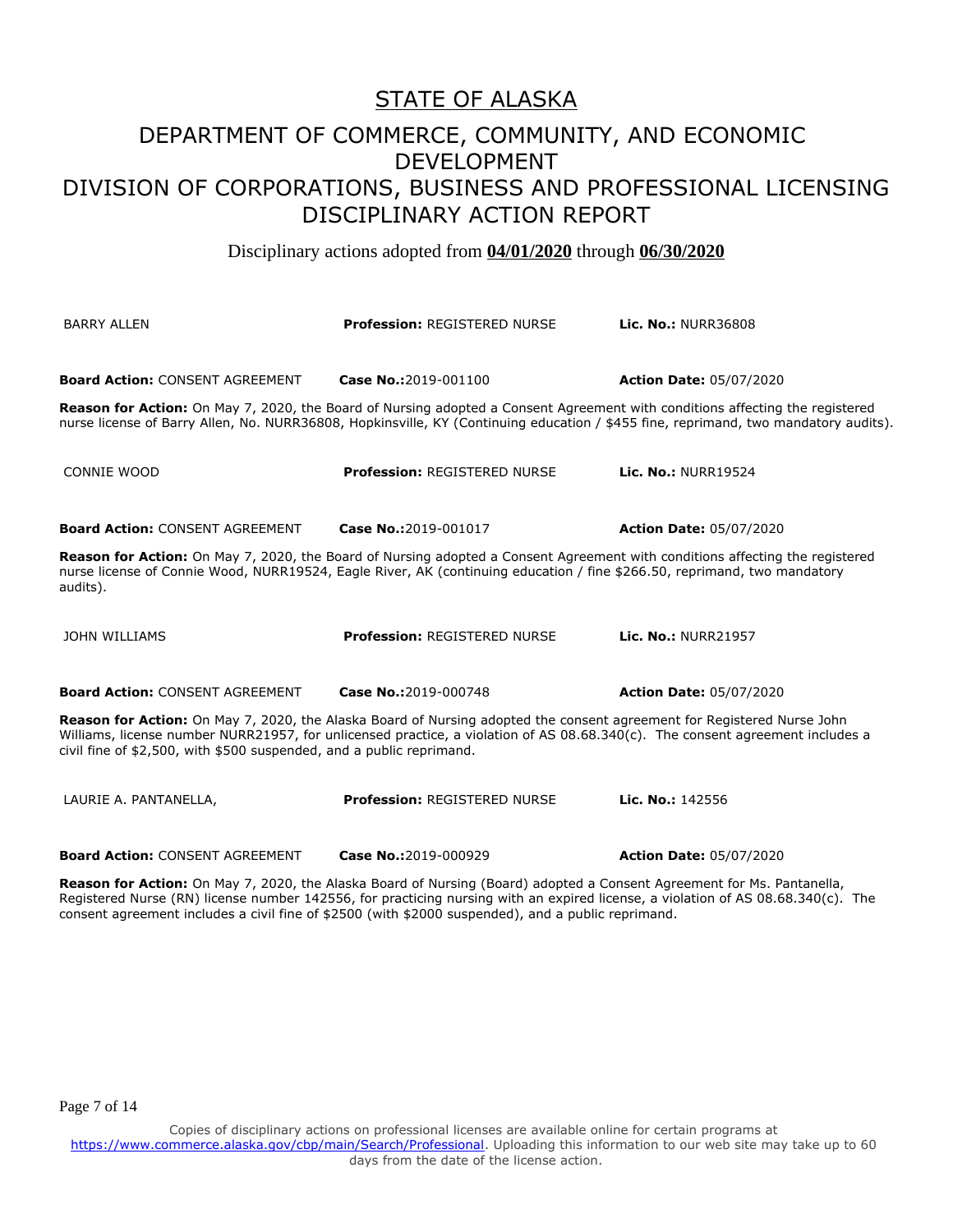# STATE OF ALASKA

## DEPARTMENT OF COMMERCE, COMMUNITY, AND ECONOMIC DEVELOPMENT

## DIVISION OF CORPORATIONS, BUSINESS AND PROFESSIONAL LICENSING

## DISCIPLINARY ACTION REPORT

Disciplinary actions adopted from **04/01/2020** through **06/30/2020**

| BARRY ALLEN | **Profession:** REGISTERED NURSE | **Lic. No.:** NURR36808 |
|---|---|---|
| **Board Action:** CONSENT AGREEMENT | **Case No.:**2019-001100 | **Action Date:** 05/07/2020 |

**Reason for Action:** On May 7, 2020, the Board of Nursing adopted a Consent Agreement with conditions affecting the registered nurse license of Barry Allen, No. NURR36808, Hopkinsville, KY (Continuing education / $455 fine, reprimand, two mandatory audits).

| CONNIE WOOD | **Profession:** REGISTERED NURSE | **Lic. No.:** NURR19524 |
|---|---|---|
| **Board Action:** CONSENT AGREEMENT | **Case No.:**2019-001017 | **Action Date:** 05/07/2020 |

**Reason for Action:** On May 7, 2020, the Board of Nursing adopted a Consent Agreement with conditions affecting the registered nurse license of Connie Wood, NURR19524, Eagle River, AK (continuing education / fine $266.50, reprimand, two mandatory audits).

| JOHN WILLIAMS | **Profession:** REGISTERED NURSE | **Lic. No.:** NURR21957 |
|---|---|---|
| **Board Action:** CONSENT AGREEMENT | **Case No.:**2019-000748 | **Action Date:** 05/07/2020 |

**Reason for Action:** On May 7, 2020, the Alaska Board of Nursing adopted the consent agreement for Registered Nurse John Williams, license number NURR21957, for unlicensed practice, a violation of AS 08.68.340(c). The consent agreement includes a civil fine of $2,500, with $500 suspended, and a public reprimand.

| LAURIE A. PANTANELLA, | **Profession:** REGISTERED NURSE | **Lic. No.:** 142556 |
|---|---|---|
| **Board Action:** CONSENT AGREEMENT | **Case No.:**2019-000929 | **Action Date:** 05/07/2020 |

**Reason for Action:** On May 7, 2020, the Alaska Board of Nursing (Board) adopted a Consent Agreement for Ms. Pantanella, Registered Nurse (RN) license number 142556, for practicing nursing with an expired license, a violation of AS 08.68.340(c). The consent agreement includes a civil fine of $2500 (with $2000 suspended), and a public reprimand.

Copies of disciplinary actions on professional licenses are available online for certain programs at https://www.commerce.alaska.gov/cbp/main/Search/Professional. Uploading this information to our web site may take up to 60 days from the date of the license action.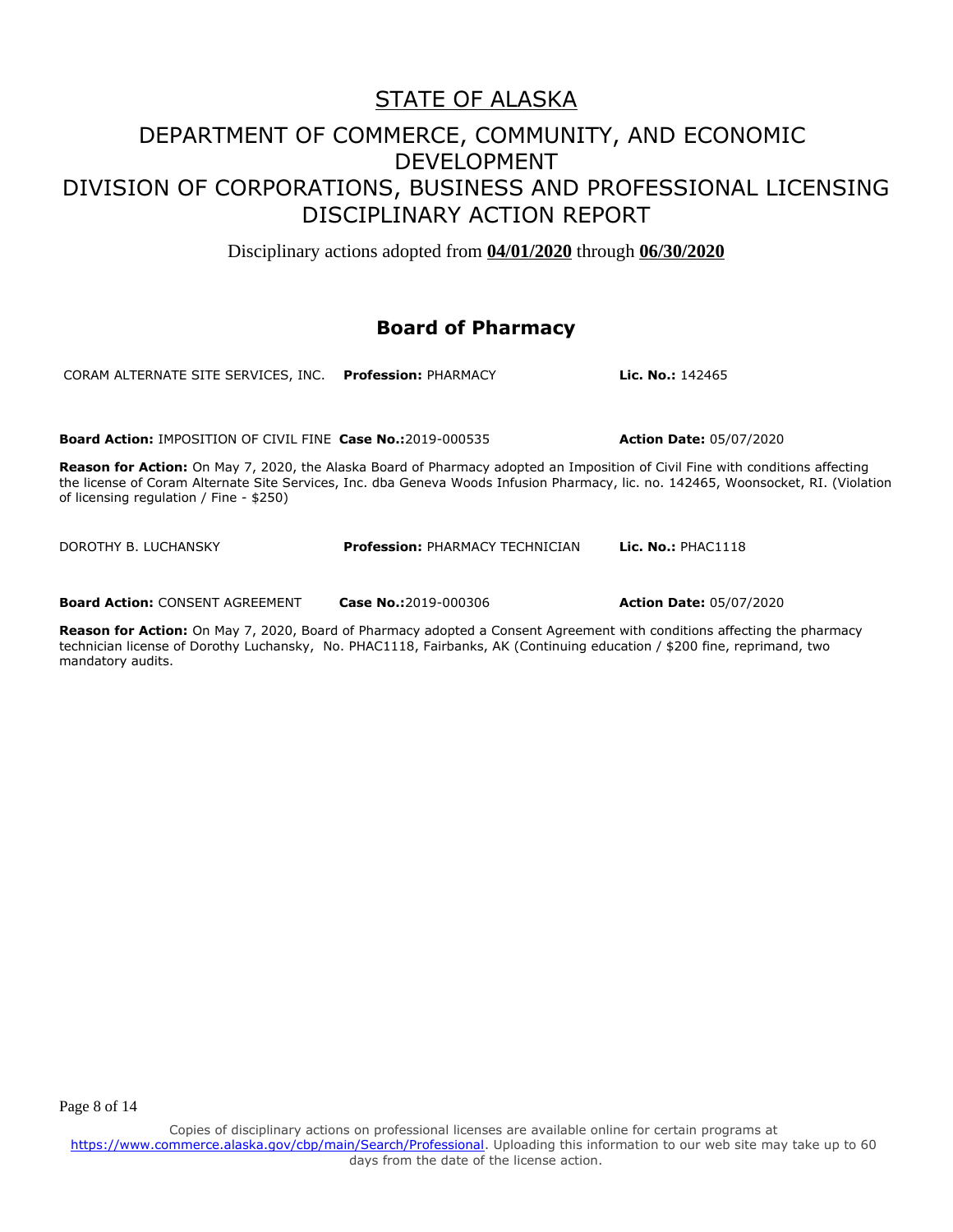# STATE OF ALASKA

## DEPARTMENT OF COMMERCE, COMMUNITY, AND ECONOMIC DEVELOPMENT
## DIVISION OF CORPORATIONS, BUSINESS AND PROFESSIONAL LICENSING
## DISCIPLINARY ACTION REPORT

Disciplinary actions adopted from **04/01/2020** through **06/30/2020**

### Board of Pharmacy

CORAM ALTERNATE SITE SERVICES, INC. **Profession:** PHARMACY **Lic. No.:** 142465

**Board Action:** IMPOSITION OF CIVIL FINE **Case No.:**2019-000535 **Action Date:** 05/07/2020

**Reason for Action:** On May 7, 2020, the Alaska Board of Pharmacy adopted an Imposition of Civil Fine with conditions affecting the license of Coram Alternate Site Services, Inc. dba Geneva Woods Infusion Pharmacy, lic. no. 142465, Woonsocket, RI. (Violation of licensing regulation / Fine - $250)

DOROTHY B. LUCHANSKY **Profession:** PHARMACY TECHNICIAN **Lic. No.:** PHAC1118

**Board Action:** CONSENT AGREEMENT **Case No.:**2019-000306 **Action Date:** 05/07/2020

**Reason for Action:** On May 7, 2020, Board of Pharmacy adopted a Consent Agreement with conditions affecting the pharmacy technician license of Dorothy Luchansky, No. PHAC1118, Fairbanks, AK (Continuing education / $200 fine, reprimand, two mandatory audits.

Copies of disciplinary actions on professional licenses are available online for certain programs at https://www.commerce.alaska.gov/cbp/main/Search/Professional. Uploading this information to our web site may take up to 60 days from the date of the license action.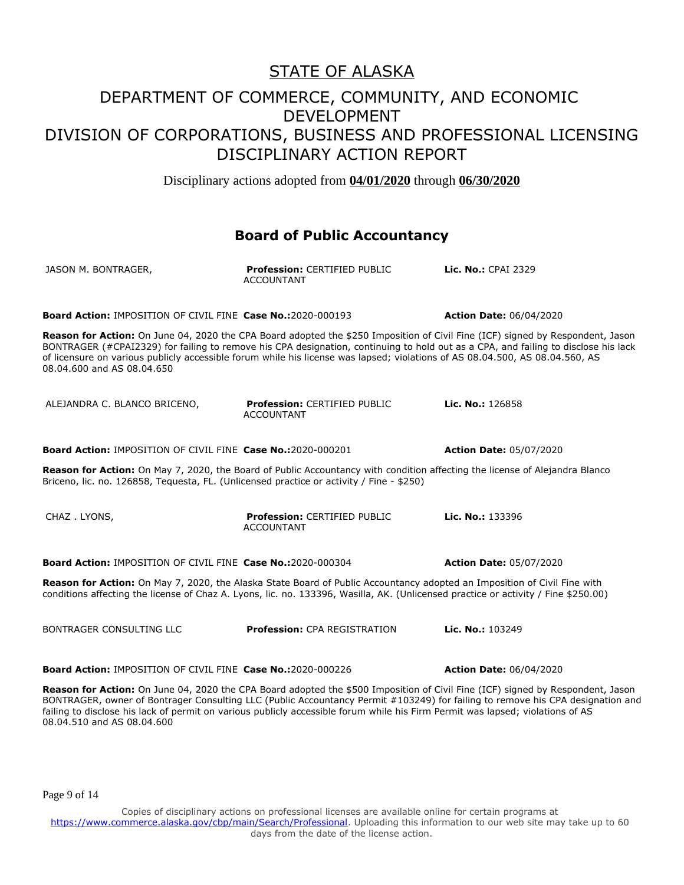# STATE OF ALASKA

## DEPARTMENT OF COMMERCE, COMMUNITY, AND ECONOMIC DEVELOPMENT
## DIVISION OF CORPORATIONS, BUSINESS AND PROFESSIONAL LICENSING
## DISCIPLINARY ACTION REPORT

Disciplinary actions adopted from **04/01/2020** through **06/30/2020**

### Board of Public Accountancy

JASON M. BONTRAGER, **Profession:** CERTIFIED PUBLIC ACCOUNTANT **Lic. No.:** CPAI 2329

**Board Action:** IMPOSITION OF CIVIL FINE **Case No.:**2020-000193 **Action Date:** 06/04/2020

**Reason for Action:** On June 04, 2020 the CPA Board adopted the $250 Imposition of Civil Fine (ICF) signed by Respondent, Jason BONTRAGER (#CPAI2329) for failing to remove his CPA designation, continuing to hold out as a CPA, and failing to disclose his lack of licensure on various publicly accessible forum while his license was lapsed; violations of AS 08.04.500, AS 08.04.560, AS 08.04.600 and AS 08.04.650

ALEJANDRA C. BLANCO BRICENO, **Profession:** CERTIFIED PUBLIC ACCOUNTANT **Lic. No.:** 126858

**Board Action:** IMPOSITION OF CIVIL FINE **Case No.:**2020-000201 **Action Date:** 05/07/2020

**Reason for Action:** On May 7, 2020, the Board of Public Accountancy with condition affecting the license of Alejandra Blanco Briceno, lic. no. 126858, Tequesta, FL. (Unlicensed practice or activity / Fine - $250)

CHAZ . LYONS, **Profession:** CERTIFIED PUBLIC ACCOUNTANT **Lic. No.:** 133396

**Board Action:** IMPOSITION OF CIVIL FINE **Case No.:**2020-000304 **Action Date:** 05/07/2020

**Reason for Action:** On May 7, 2020, the Alaska State Board of Public Accountancy adopted an Imposition of Civil Fine with conditions affecting the license of Chaz A. Lyons, lic. no. 133396, Wasilla, AK. (Unlicensed practice or activity / Fine $250.00)

BONTRAGER CONSULTING LLC **Profession:** CPA REGISTRATION **Lic. No.:** 103249

**Board Action:** IMPOSITION OF CIVIL FINE **Case No.:**2020-000226 **Action Date:** 06/04/2020

**Reason for Action:** On June 04, 2020 the CPA Board adopted the $500 Imposition of Civil Fine (ICF) signed by Respondent, Jason BONTRAGER, owner of Bontrager Consulting LLC (Public Accountancy Permit #103249) for failing to remove his CPA designation and failing to disclose his lack of permit on various publicly accessible forum while his Firm Permit was lapsed; violations of AS 08.04.510 and AS 08.04.600

Copies of disciplinary actions on professional licenses are available online for certain programs at https://www.commerce.alaska.gov/cbp/main/Search/Professional. Uploading this information to our web site may take up to 60 days from the date of the license action.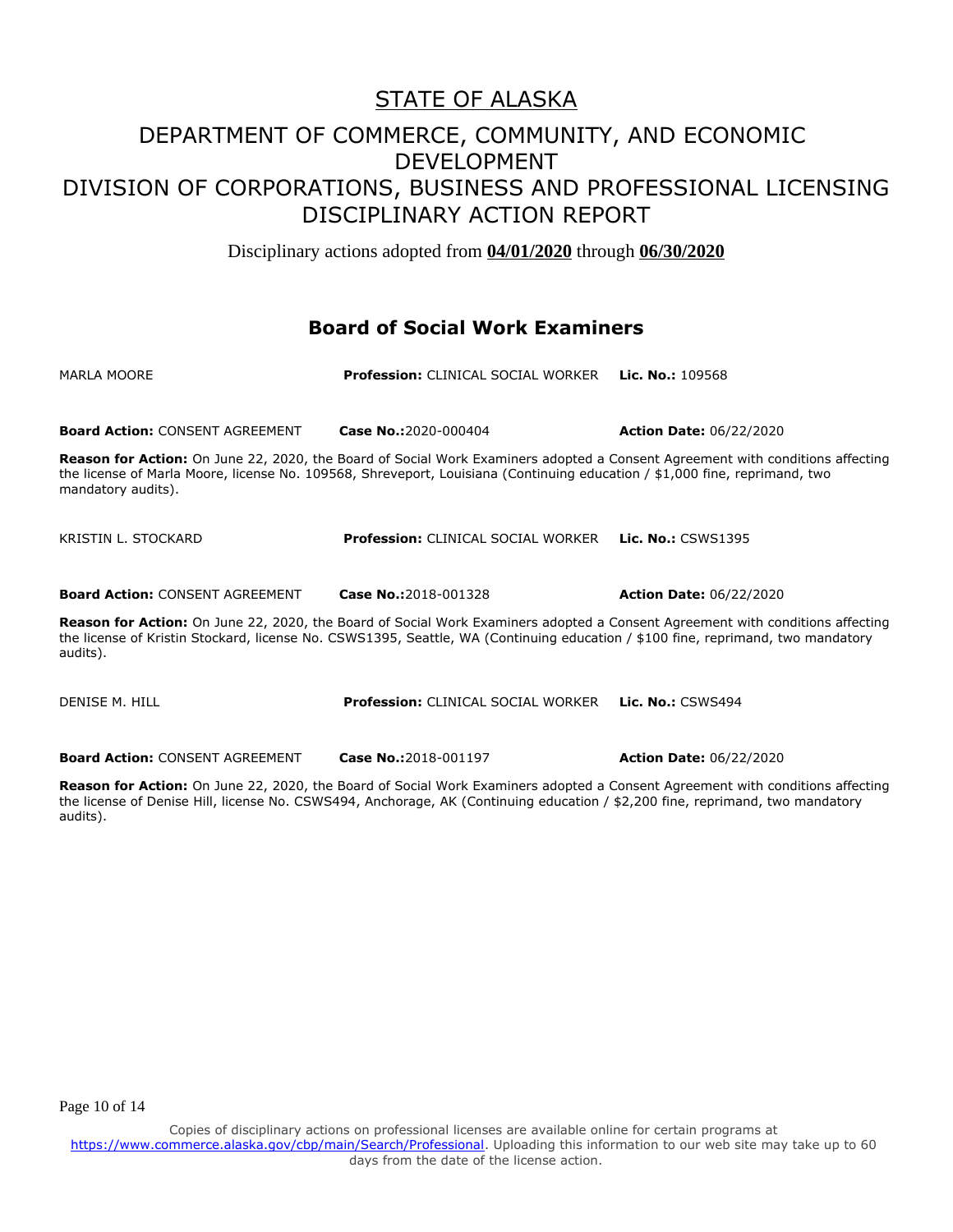# STATE OF ALASKA

## DEPARTMENT OF COMMERCE, COMMUNITY, AND ECONOMIC DEVELOPMENT

## DIVISION OF CORPORATIONS, BUSINESS AND PROFESSIONAL LICENSING

## DISCIPLINARY ACTION REPORT

Disciplinary actions adopted from **04/01/2020** through **06/30/2020**

### Board of Social Work Examiners

MARLA MOORE **Profession:** CLINICAL SOCIAL WORKER **Lic. No.:** 109568

**Board Action:** CONSENT AGREEMENT **Case No.:**2020-000404 **Action Date:** 06/22/2020

**Reason for Action:** On June 22, 2020, the Board of Social Work Examiners adopted a Consent Agreement with conditions affecting the license of Marla Moore, license No. 109568, Shreveport, Louisiana (Continuing education / $1,000 fine, reprimand, two mandatory audits).

KRISTIN L. STOCKARD **Profession:** CLINICAL SOCIAL WORKER **Lic. No.:** CSWS1395

**Board Action:** CONSENT AGREEMENT **Case No.:**2018-001328 **Action Date:** 06/22/2020

**Reason for Action:** On June 22, 2020, the Board of Social Work Examiners adopted a Consent Agreement with conditions affecting the license of Kristin Stockard, license No. CSWS1395, Seattle, WA (Continuing education / $100 fine, reprimand, two mandatory audits).

DENISE M. HILL **Profession:** CLINICAL SOCIAL WORKER **Lic. No.:** CSWS494

**Board Action:** CONSENT AGREEMENT **Case No.:**2018-001197 **Action Date:** 06/22/2020

**Reason for Action:** On June 22, 2020, the Board of Social Work Examiners adopted a Consent Agreement with conditions affecting the license of Denise Hill, license No. CSWS494, Anchorage, AK (Continuing education / $2,200 fine, reprimand, two mandatory audits).

Copies of disciplinary actions on professional licenses are available online for certain programs at https://www.commerce.alaska.gov/cbp/main/Search/Professional. Uploading this information to our web site may take up to 60 days from the date of the license action.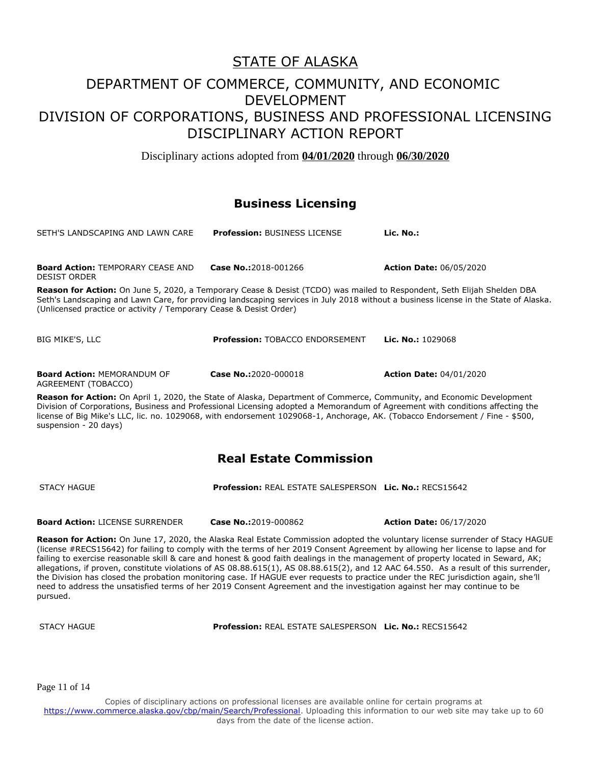# STATE OF ALASKA

## DEPARTMENT OF COMMERCE, COMMUNITY, AND ECONOMIC DEVELOPMENT
## DIVISION OF CORPORATIONS, BUSINESS AND PROFESSIONAL LICENSING
## DISCIPLINARY ACTION REPORT

Disciplinary actions adopted from **04/01/2020** through **06/30/2020**

## Business Licensing

SETH'S LANDSCAPING AND LAWN CARE | **Profession:** BUSINESS LICENSE | **Lic. No.:**

**Board Action:** TEMPORARY CEASE AND DESIST ORDER | **Case No.:**2018-001266 | **Action Date:** 06/05/2020

**Reason for Action:** On June 5, 2020, a Temporary Cease & Desist (TCDO) was mailed to Respondent, Seth Elijah Shelden DBA Seth's Landscaping and Lawn Care, for providing landscaping services in July 2018 without a business license in the State of Alaska. (Unlicensed practice or activity / Temporary Cease & Desist Order)

BIG MIKE'S, LLC | **Profession:** TOBACCO ENDORSEMENT | **Lic. No.:** 1029068

**Board Action:** MEMORANDUM OF AGREEMENT (TOBACCO) | **Case No.:**2020-000018 | **Action Date:** 04/01/2020

**Reason for Action:** On April 1, 2020, the State of Alaska, Department of Commerce, Community, and Economic Development Division of Corporations, Business and Professional Licensing adopted a Memorandum of Agreement with conditions affecting the license of Big Mike's LLC, lic. no. 1029068, with endorsement 1029068-1, Anchorage, AK. (Tobacco Endorsement / Fine - $500, suspension - 20 days)

## Real Estate Commission

STACY HAGUE | **Profession:** REAL ESTATE SALESPERSON | **Lic. No.:** RECS15642

**Board Action:** LICENSE SURRENDER | **Case No.:**2019-000862 | **Action Date:** 06/17/2020

**Reason for Action:** On June 17, 2020, the Alaska Real Estate Commission adopted the voluntary license surrender of Stacy HAGUE (license #RECS15642) for failing to comply with the terms of her 2019 Consent Agreement by allowing her license to lapse and for failing to exercise reasonable skill & care and honest & good faith dealings in the management of property located in Seward, AK; allegations, if proven, constitute violations of AS 08.88.615(1), AS 08.88.615(2), and 12 AAC 64.550. As a result of this surrender, the Division has closed the probation monitoring case. If HAGUE ever requests to practice under the REC jurisdiction again, she'll need to address the unsatisfied terms of her 2019 Consent Agreement and the investigation against her may continue to be pursued.

STACY HAGUE | **Profession:** REAL ESTATE SALESPERSON | **Lic. No.:** RECS15642

Copies of disciplinary actions on professional licenses are available online for certain programs at https://www.commerce.alaska.gov/cbp/main/Search/Professional. Uploading this information to our web site may take up to 60 days from the date of the license action.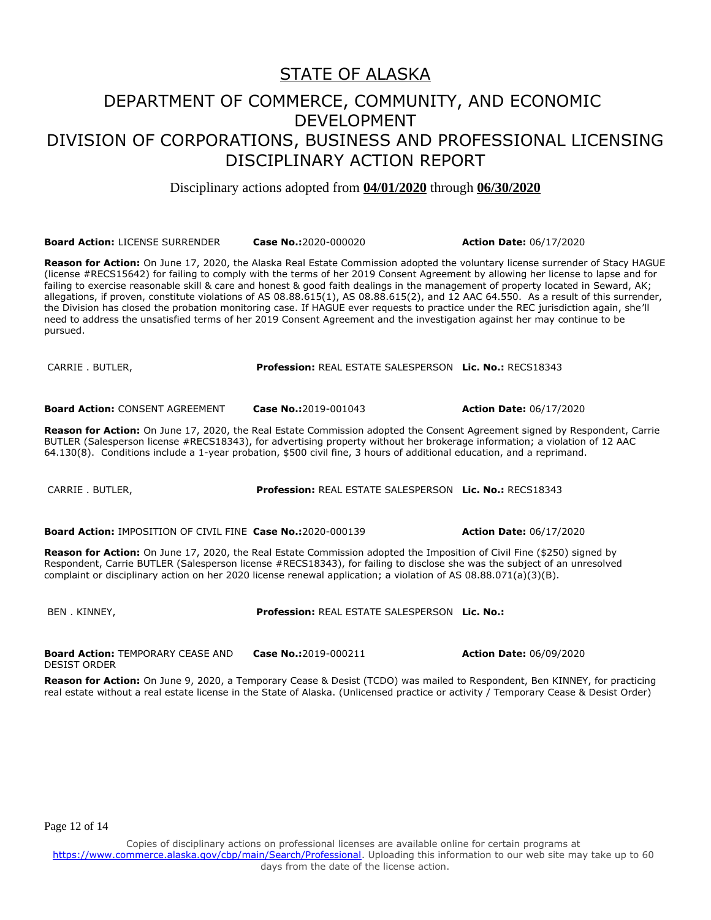# STATE OF ALASKA

## DEPARTMENT OF COMMERCE, COMMUNITY, AND ECONOMIC DEVELOPMENT
## DIVISION OF CORPORATIONS, BUSINESS AND PROFESSIONAL LICENSING
## DISCIPLINARY ACTION REPORT

Disciplinary actions adopted from **04/01/2020** through **06/30/2020**

**Board Action:** LICENSE SURRENDER **Case No.:**2020-000020 **Action Date:** 06/17/2020

**Reason for Action:** On June 17, 2020, the Alaska Real Estate Commission adopted the voluntary license surrender of Stacy HAGUE (license #RECS15642) for failing to comply with the terms of her 2019 Consent Agreement by allowing her license to lapse and for failing to exercise reasonable skill & care and honest & good faith dealings in the management of property located in Seward, AK; allegations, if proven, constitute violations of AS 08.88.615(1), AS 08.88.615(2), and 12 AAC 64.550. As a result of this surrender, the Division has closed the probation monitoring case. If HAGUE ever requests to practice under the REC jurisdiction again, she'll need to address the unsatisfied terms of her 2019 Consent Agreement and the investigation against her may continue to be pursued.

CARRIE . BUTLER, **Profession:** REAL ESTATE SALESPERSON **Lic. No.:** RECS18343

**Board Action:** CONSENT AGREEMENT **Case No.:**2019-001043 **Action Date:** 06/17/2020

**Reason for Action:** On June 17, 2020, the Real Estate Commission adopted the Consent Agreement signed by Respondent, Carrie BUTLER (Salesperson license #RECS18343), for advertising property without her brokerage information; a violation of 12 AAC 64.130(8). Conditions include a 1-year probation, $500 civil fine, 3 hours of additional education, and a reprimand.

CARRIE . BUTLER, **Profession:** REAL ESTATE SALESPERSON **Lic. No.:** RECS18343

**Board Action:** IMPOSITION OF CIVIL FINE **Case No.:**2020-000139 **Action Date:** 06/17/2020

**Reason for Action:** On June 17, 2020, the Real Estate Commission adopted the Imposition of Civil Fine ($250) signed by Respondent, Carrie BUTLER (Salesperson license #RECS18343), for failing to disclose she was the subject of an unresolved complaint or disciplinary action on her 2020 license renewal application; a violation of AS 08.88.071(a)(3)(B).

BEN . KINNEY, **Profession:** REAL ESTATE SALESPERSON **Lic. No.:**

**Board Action:** TEMPORARY CEASE AND DESIST ORDER **Case No.:**2019-000211 **Action Date:** 06/09/2020

**Reason for Action:** On June 9, 2020, a Temporary Cease & Desist (TCDO) was mailed to Respondent, Ben KINNEY, for practicing real estate without a real estate license in the State of Alaska. (Unlicensed practice or activity / Temporary Cease & Desist Order)

Copies of disciplinary actions on professional licenses are available online for certain programs at https://www.commerce.alaska.gov/cbp/main/Search/Professional. Uploading this information to our web site may take up to 60 days from the date of the license action.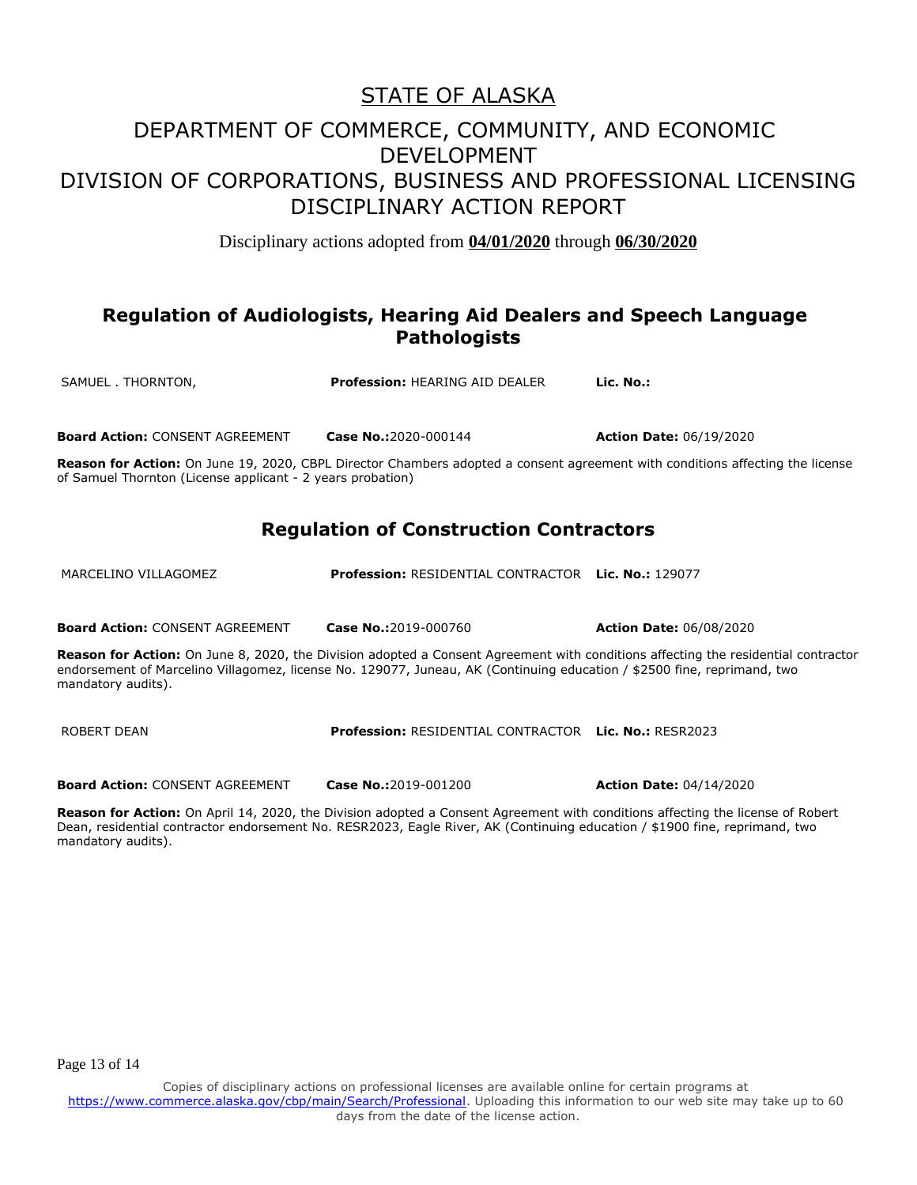# STATE OF ALASKA

## DEPARTMENT OF COMMERCE, COMMUNITY, AND ECONOMIC DEVELOPMENT
## DIVISION OF CORPORATIONS, BUSINESS AND PROFESSIONAL LICENSING
## DISCIPLINARY ACTION REPORT

Disciplinary actions adopted from **04/01/2020** through **06/30/2020**

## Regulation of Audiologists, Hearing Aid Dealers and Speech Language Pathologists

SAMUEL . THORNTON, **Profession:** HEARING AID DEALER **Lic. No.:**

**Board Action:** CONSENT AGREEMENT **Case No.:**2020-000144 **Action Date:** 06/19/2020

**Reason for Action:** On June 19, 2020, CBPL Director Chambers adopted a consent agreement with conditions affecting the license of Samuel Thornton (License applicant - 2 years probation)

## Regulation of Construction Contractors

MARCELINO VILLAGOMEZ **Profession:** RESIDENTIAL CONTRACTOR **Lic. No.:** 129077

**Board Action:** CONSENT AGREEMENT **Case No.:**2019-000760 **Action Date:** 06/08/2020

**Reason for Action:** On June 8, 2020, the Division adopted a Consent Agreement with conditions affecting the residential contractor endorsement of Marcelino Villagomez, license No. 129077, Juneau, AK (Continuing education / $2500 fine, reprimand, two mandatory audits).

ROBERT DEAN **Profession:** RESIDENTIAL CONTRACTOR **Lic. No.:** RESR2023

**Board Action:** CONSENT AGREEMENT **Case No.:**2019-001200 **Action Date:** 04/14/2020

**Reason for Action:** On April 14, 2020, the Division adopted a Consent Agreement with conditions affecting the license of Robert Dean, residential contractor endorsement No. RESR2023, Eagle River, AK (Continuing education / $1900 fine, reprimand, two mandatory audits).

Copies of disciplinary actions on professional licenses are available online for certain programs at https://www.commerce.alaska.gov/cbp/main/Search/Professional. Uploading this information to our web site may take up to 60 days from the date of the license action.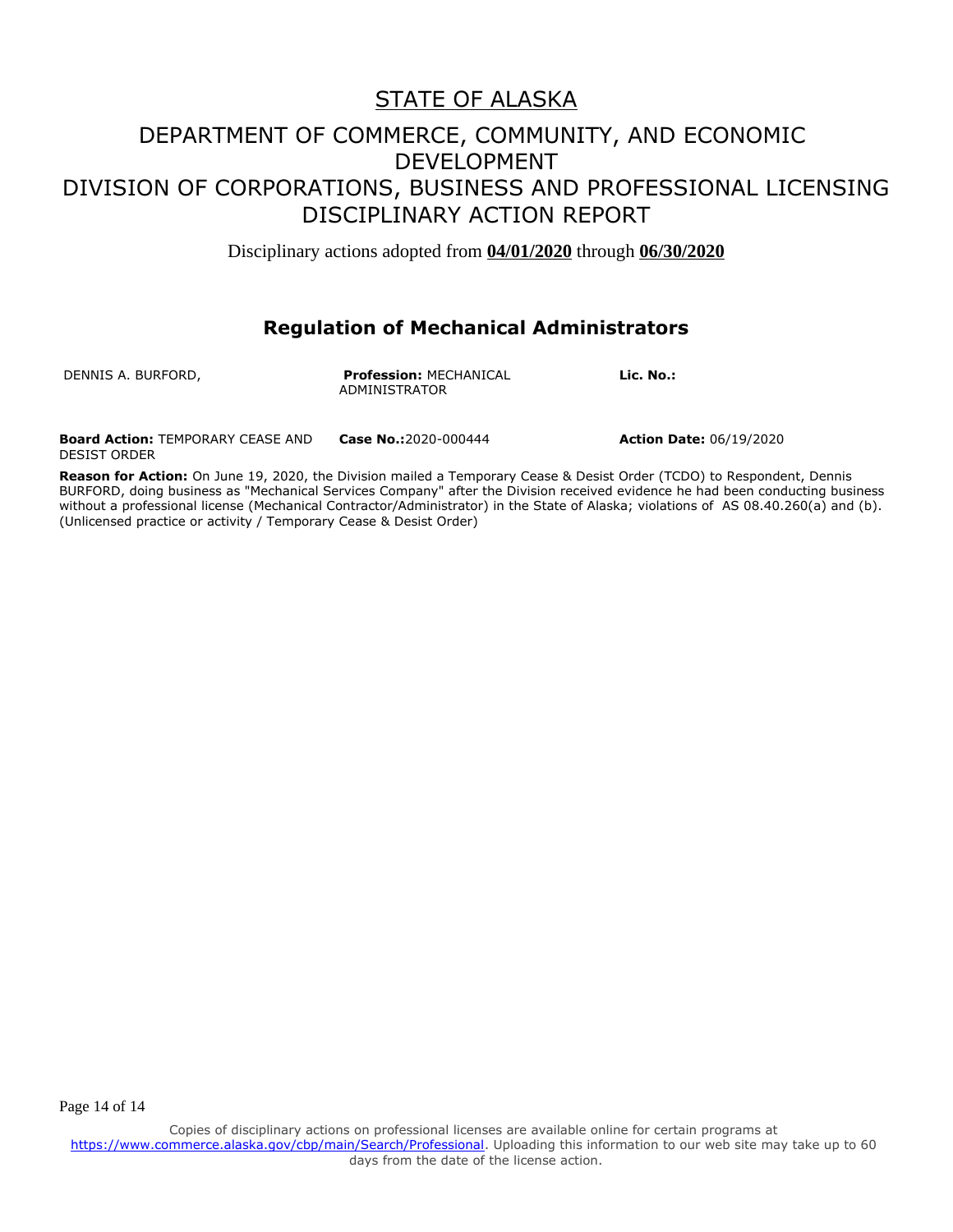# STATE OF ALASKA

## DEPARTMENT OF COMMERCE, COMMUNITY, AND ECONOMIC DEVELOPMENT
## DIVISION OF CORPORATIONS, BUSINESS AND PROFESSIONAL LICENSING
## DISCIPLINARY ACTION REPORT

Disciplinary actions adopted from **04/01/2020** through **06/30/2020**

### Regulation of Mechanical Administrators

| | | |
|---|---|---|
| DENNIS A. BURFORD, | **Profession:** MECHANICAL ADMINISTRATOR | **Lic. No.:** |
| **Board Action:** TEMPORARY CEASE AND DESIST ORDER | **Case No.:**2020-000444 | **Action Date:** 06/19/2020 |

**Reason for Action:** On June 19, 2020, the Division mailed a Temporary Cease & Desist Order (TCDO) to Respondent, Dennis BURFORD, doing business as "Mechanical Services Company" after the Division received evidence he had been conducting business without a professional license (Mechanical Contractor/Administrator) in the State of Alaska; violations of AS 08.40.260(a) and (b). (Unlicensed practice or activity / Temporary Cease & Desist Order)

Copies of disciplinary actions on professional licenses are available online for certain programs at https://www.commerce.alaska.gov/cbp/main/Search/Professional. Uploading this information to our web site may take up to 60 days from the date of the license action.